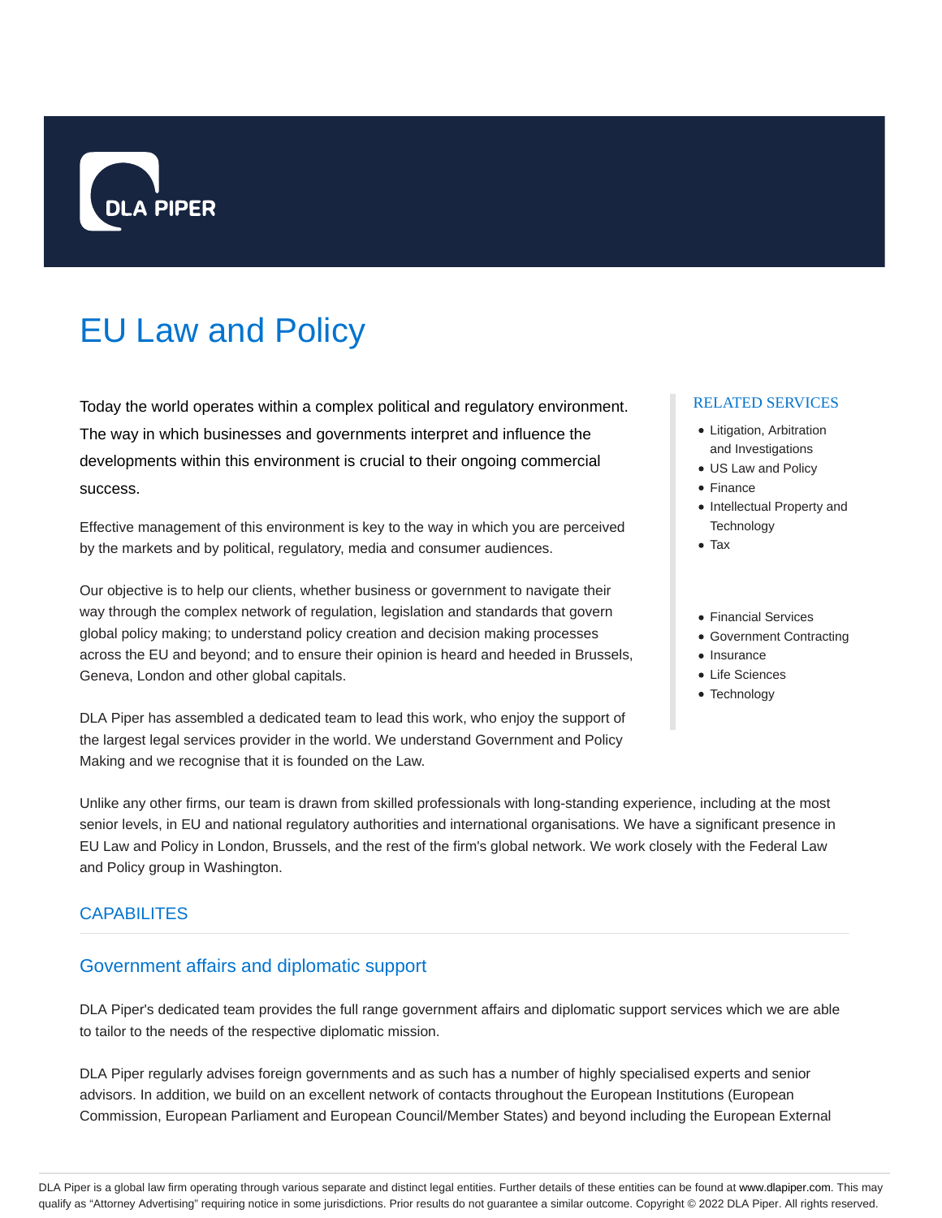DLA PIPER

# EU Law and Policy

Today the world operates within a complex political and regulatory environment. The way in which businesses and governments interpret and influence the developments within this environment is crucial to their ongoing commercial success.

Effective management of this environment is key to the way in which you are perceived by the markets and by political, regulatory, media and consumer audiences.

Our objective is to help our clients, whether business or government to navigate their way through the complex network of regulation, legislation and standards that govern global policy making; to understand policy creation and decision making processes across the EU and beyond; and to ensure their opinion is heard and heeded in Brussels, Geneva, London and other global capitals.

DLA Piper has assembled a dedicated team to lead this work, who enjoy the support of the largest legal services provider in the world. We understand Government and Policy Making and we recognise that it is founded on the Law.

RELATED SERVICES

- Litigation, Arbitration and Investigations
- US Law and Policy
- Finance
- Intellectual Property and Technology
- Tax

- Financial Services
- Government Contracting
- Insurance
- Life Sciences
- Technology

Unlike any other firms, our team is drawn from skilled professionals with long-standing experience, including at the most senior levels, in EU and national regulatory authorities and international organisations. We have a significant presence in EU Law and Policy in London, Brussels, and the rest of the firm's global network. We work closely with the Federal Law and Policy group in Washington.

## CAPABILITES

### Government affairs and diplomatic support

DLA Piper's dedicated team provides the full range government affairs and diplomatic support services which we are able to tailor to the needs of the respective diplomatic mission.

DLA Piper regularly advises foreign governments and as such has a number of highly specialised experts and senior advisors. In addition, we build on an excellent network of contacts throughout the European Institutions (European Commission, European Parliament and European Council/Member States) and beyond including the European External

DLA Piper is a global law firm operating through various separate and distinct legal entities. Further details of these entities can be found at www.dlapiper.com. This may qualify as "Attorney Advertising" requiring notice in some jurisdictions. Prior results do not guarantee a similar outcome. Copyright © 2022 DLA Piper. All rights reserved.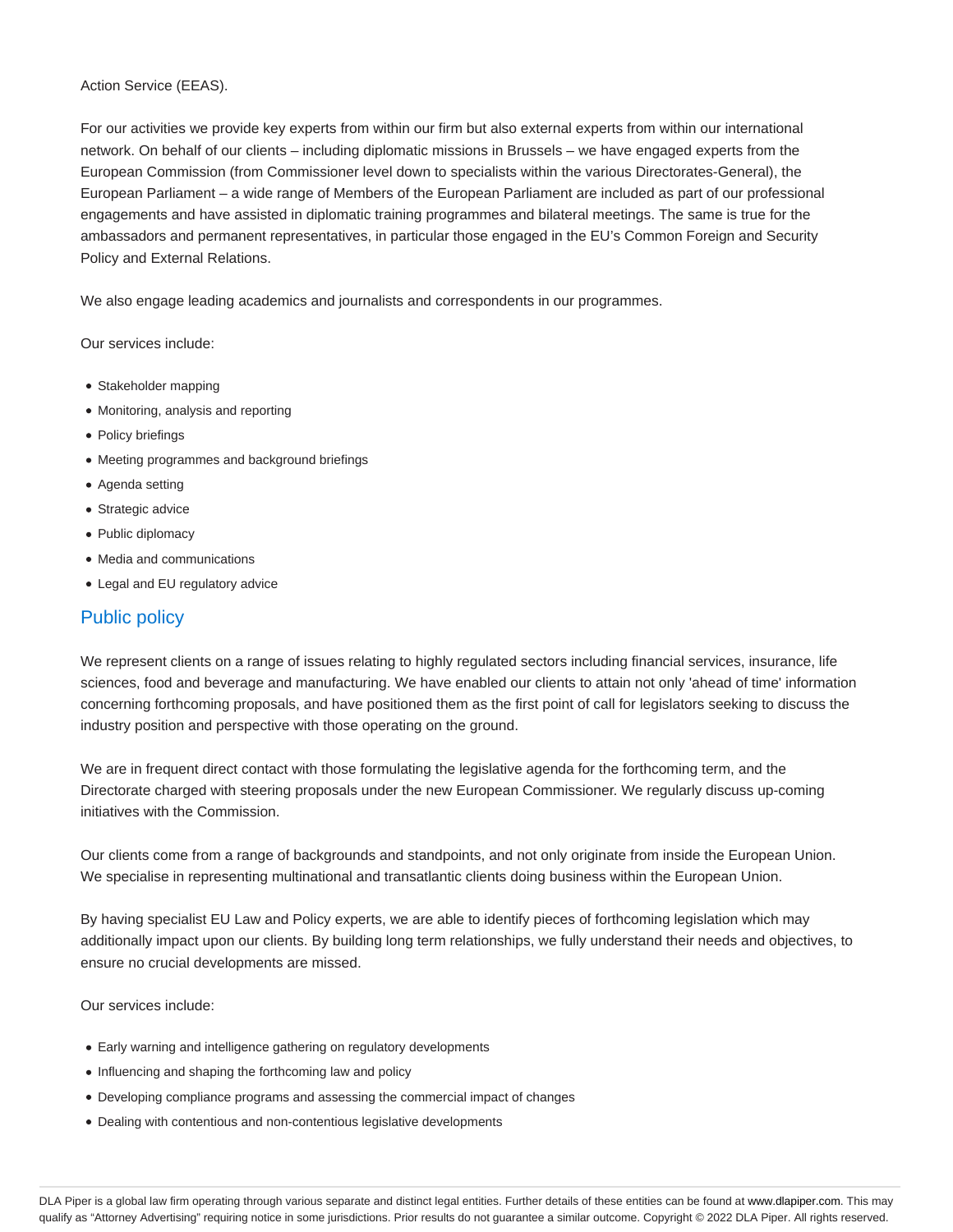Action Service (EEAS).

For our activities we provide key experts from within our firm but also external experts from within our international network. On behalf of our clients – including diplomatic missions in Brussels – we have engaged experts from the European Commission (from Commissioner level down to specialists within the various Directorates-General), the European Parliament – a wide range of Members of the European Parliament are included as part of our professional engagements and have assisted in diplomatic training programmes and bilateral meetings. The same is true for the ambassadors and permanent representatives, in particular those engaged in the EU's Common Foreign and Security Policy and External Relations.

We also engage leading academics and journalists and correspondents in our programmes.

Our services include:

- Stakeholder mapping
- Monitoring, analysis and reporting
- Policy briefings
- Meeting programmes and background briefings
- Agenda setting
- Strategic advice
- Public diplomacy
- Media and communications
- Legal and EU regulatory advice

## Public policy

We represent clients on a range of issues relating to highly regulated sectors including financial services, insurance, life sciences, food and beverage and manufacturing. We have enabled our clients to attain not only 'ahead of time' information concerning forthcoming proposals, and have positioned them as the first point of call for legislators seeking to discuss the industry position and perspective with those operating on the ground.

We are in frequent direct contact with those formulating the legislative agenda for the forthcoming term, and the Directorate charged with steering proposals under the new European Commissioner. We regularly discuss up-coming initiatives with the Commission.

Our clients come from a range of backgrounds and standpoints, and not only originate from inside the European Union. We specialise in representing multinational and transatlantic clients doing business within the European Union.

By having specialist EU Law and Policy experts, we are able to identify pieces of forthcoming legislation which may additionally impact upon our clients. By building long term relationships, we fully understand their needs and objectives, to ensure no crucial developments are missed.

Our services include:

- Early warning and intelligence gathering on regulatory developments
- Influencing and shaping the forthcoming law and policy
- Developing compliance programs and assessing the commercial impact of changes
- Dealing with contentious and non-contentious legislative developments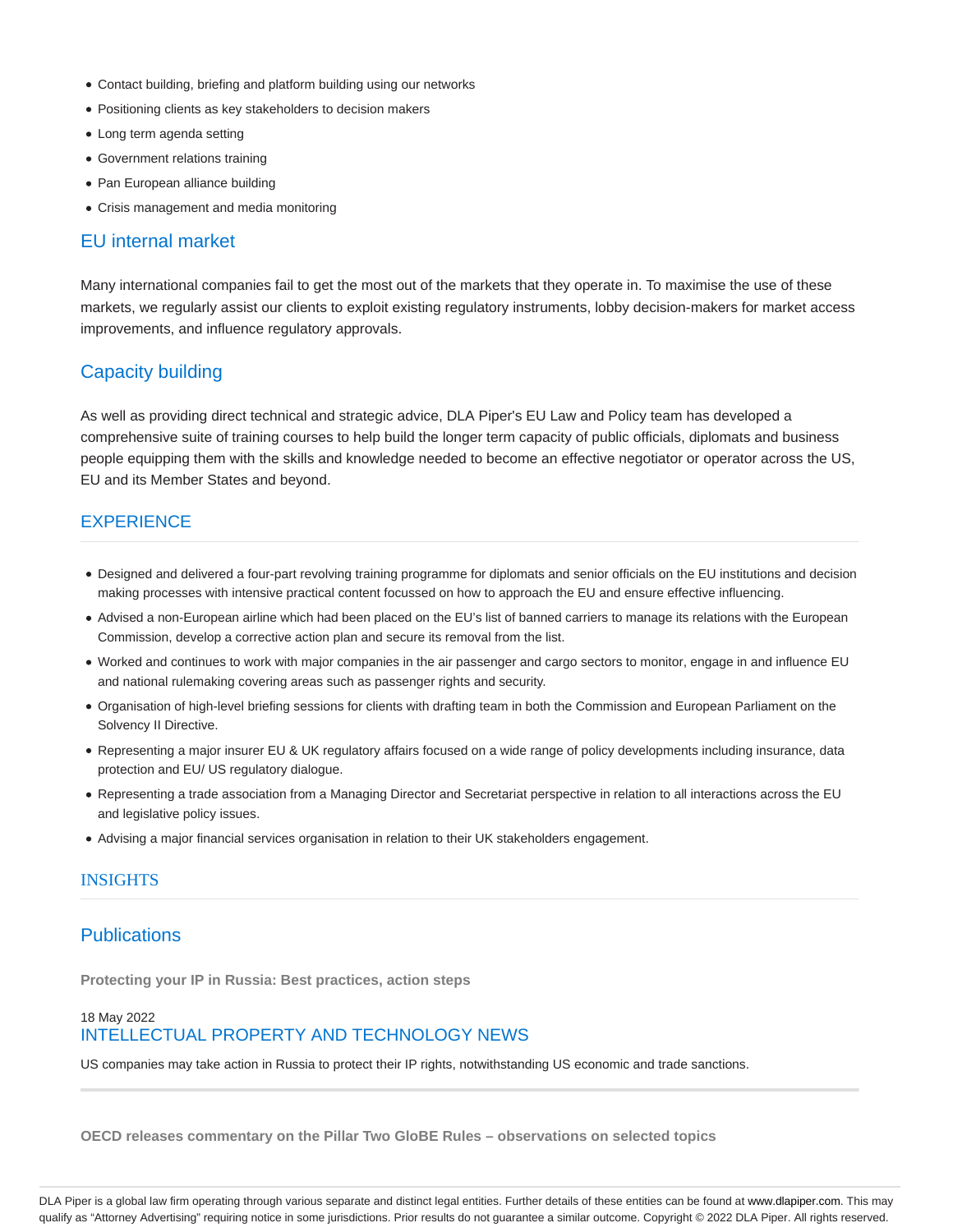- Contact building, briefing and platform building using our networks
- Positioning clients as key stakeholders to decision makers
- Long term agenda setting
- Government relations training
- Pan European alliance building
- Crisis management and media monitoring

### EU internal market

Many international companies fail to get the most out of the markets that they operate in. To maximise the use of these markets, we regularly assist our clients to exploit existing regulatory instruments, lobby decision-makers for market access improvements, and influence regulatory approvals.

### Capacity building

As well as providing direct technical and strategic advice, DLA Piper's EU Law and Policy team has developed a comprehensive suite of training courses to help build the longer term capacity of public officials, diplomats and business people equipping them with the skills and knowledge needed to become an effective negotiator or operator across the US, EU and its Member States and beyond.

## EXPERIENCE

- Designed and delivered a four-part revolving training programme for diplomats and senior officials on the EU institutions and decision making processes with intensive practical content focussed on how to approach the EU and ensure effective influencing.
- Advised a non-European airline which had been placed on the EU's list of banned carriers to manage its relations with the European Commission, develop a corrective action plan and secure its removal from the list.
- Worked and continues to work with major companies in the air passenger and cargo sectors to monitor, engage in and influence EU and national rulemaking covering areas such as passenger rights and security.
- Organisation of high-level briefing sessions for clients with drafting team in both the Commission and European Parliament on the Solvency II Directive.
- Representing a major insurer EU & UK regulatory affairs focused on a wide range of policy developments including insurance, data protection and EU/ US regulatory dialogue.
- Representing a trade association from a Managing Director and Secretariat perspective in relation to all interactions across the EU and legislative policy issues.
- Advising a major financial services organisation in relation to their UK stakeholders engagement.

## INSIGHTS

### Publications

**Protecting your IP in Russia: Best practices, action steps**

18 May 2022
INTELLECTUAL PROPERTY AND TECHNOLOGY NEWS

US companies may take action in Russia to protect their IP rights, notwithstanding US economic and trade sanctions.

---

**OECD releases commentary on the Pillar Two GloBE Rules – observations on selected topics**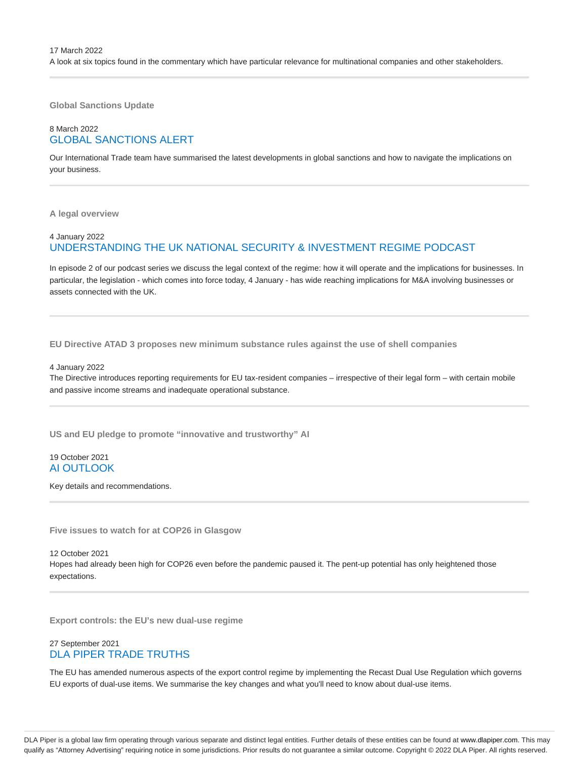17 March 2022

A look at six topics found in the commentary which have particular relevance for multinational companies and other stakeholders.

---

**Global Sanctions Update**

8 March 2022

## GLOBAL SANCTIONS ALERT

Our International Trade team have summarised the latest developments in global sanctions and how to navigate the implications on your business.

---

**A legal overview**

4 January 2022

## UNDERSTANDING THE UK NATIONAL SECURITY & INVESTMENT REGIME PODCAST

In episode 2 of our podcast series we discuss the legal context of the regime: how it will operate and the implications for businesses. In particular, the legislation - which comes into force today, 4 January - has wide reaching implications for M&A involving businesses or assets connected with the UK.

---

**EU Directive ATAD 3 proposes new minimum substance rules against the use of shell companies**

4 January 2022

The Directive introduces reporting requirements for EU tax-resident companies – irrespective of their legal form – with certain mobile and passive income streams and inadequate operational substance.

---

**US and EU pledge to promote "innovative and trustworthy" AI**

19 October 2021

## AI OUTLOOK

Key details and recommendations.

---

**Five issues to watch for at COP26 in Glasgow**

12 October 2021

Hopes had already been high for COP26 even before the pandemic paused it. The pent-up potential has only heightened those expectations.

---

**Export controls: the EU's new dual-use regime**

27 September 2021

## DLA PIPER TRADE TRUTHS

The EU has amended numerous aspects of the export control regime by implementing the Recast Dual Use Regulation which governs EU exports of dual-use items. We summarise the key changes and what you'll need to know about dual-use items.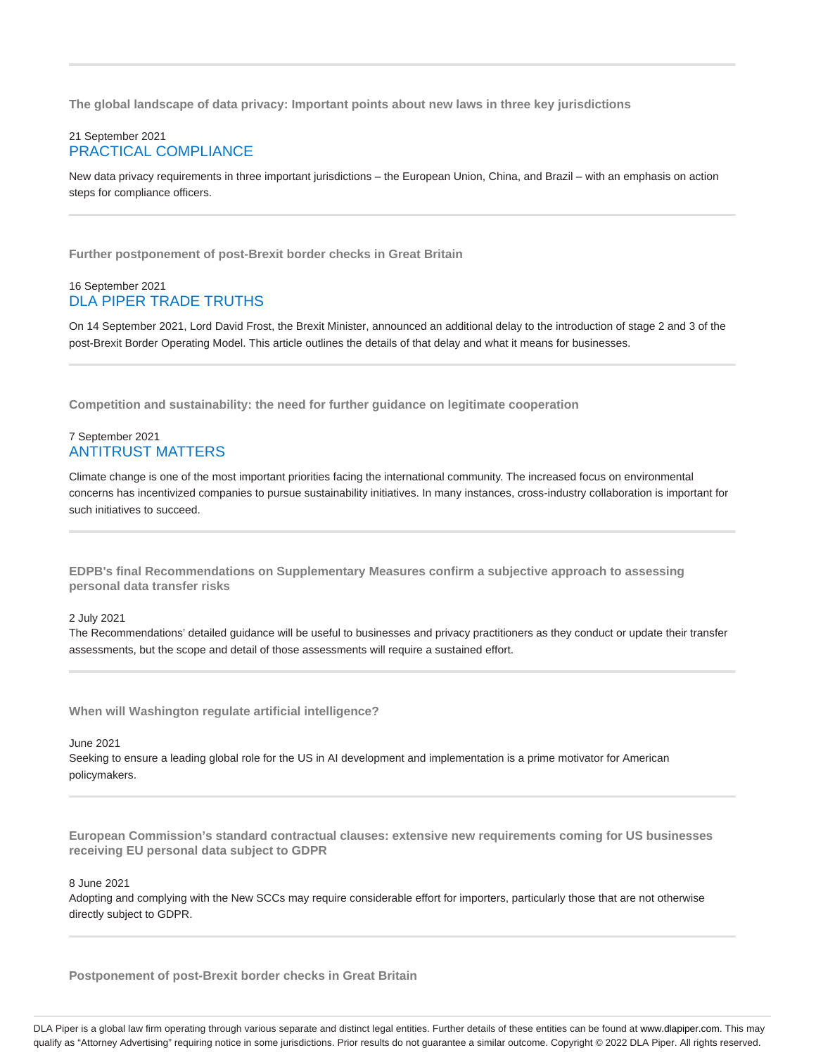---

**The global landscape of data privacy: Important points about new laws in three key jurisdictions**

21 September 2021
PRACTICAL COMPLIANCE

New data privacy requirements in three important jurisdictions – the European Union, China, and Brazil – with an emphasis on action steps for compliance officers.

---

**Further postponement of post-Brexit border checks in Great Britain**

16 September 2021
DLA PIPER TRADE TRUTHS

On 14 September 2021, Lord David Frost, the Brexit Minister, announced an additional delay to the introduction of stage 2 and 3 of the post-Brexit Border Operating Model. This article outlines the details of that delay and what it means for businesses.

---

**Competition and sustainability: the need for further guidance on legitimate cooperation**

7 September 2021
ANTITRUST MATTERS

Climate change is one of the most important priorities facing the international community. The increased focus on environmental concerns has incentivized companies to pursue sustainability initiatives. In many instances, cross-industry collaboration is important for such initiatives to succeed.

---

**EDPB's final Recommendations on Supplementary Measures confirm a subjective approach to assessing personal data transfer risks**

2 July 2021
The Recommendations' detailed guidance will be useful to businesses and privacy practitioners as they conduct or update their transfer assessments, but the scope and detail of those assessments will require a sustained effort.

---

**When will Washington regulate artificial intelligence?**

June 2021
Seeking to ensure a leading global role for the US in AI development and implementation is a prime motivator for American policymakers.

---

**European Commission's standard contractual clauses: extensive new requirements coming for US businesses receiving EU personal data subject to GDPR**

8 June 2021
Adopting and complying with the New SCCs may require considerable effort for importers, particularly those that are not otherwise directly subject to GDPR.

---

**Postponement of post-Brexit border checks in Great Britain**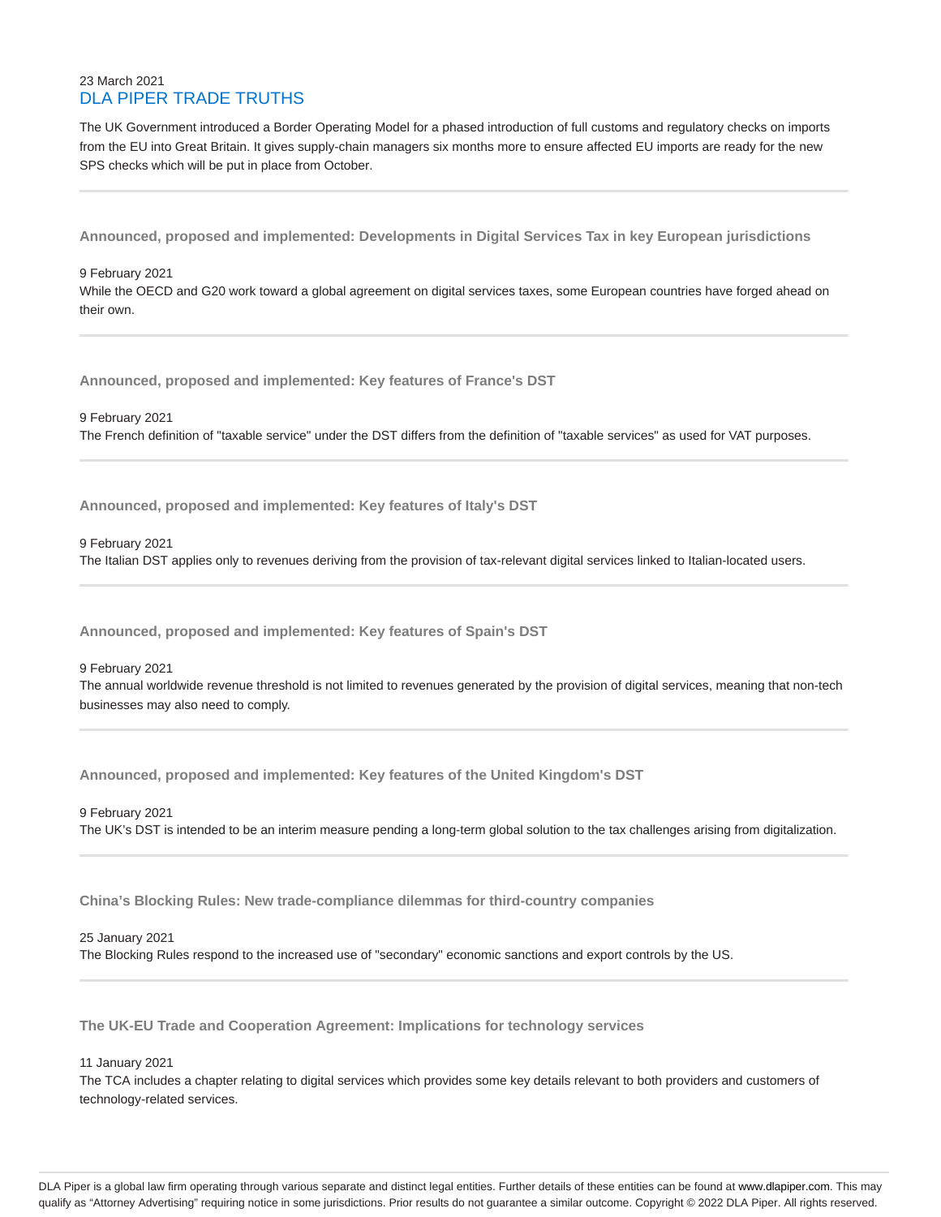23 March 2021

DLA PIPER TRADE TRUTHS

The UK Government introduced a Border Operating Model for a phased introduction of full customs and regulatory checks on imports from the EU into Great Britain. It gives supply-chain managers six months more to ensure affected EU imports are ready for the new SPS checks which will be put in place from October.

---

### Announced, proposed and implemented: Developments in Digital Services Tax in key European jurisdictions

9 February 2021

While the OECD and G20 work toward a global agreement on digital services taxes, some European countries have forged ahead on their own.

---

### Announced, proposed and implemented: Key features of France's DST

9 February 2021

The French definition of "taxable service" under the DST differs from the definition of "taxable services" as used for VAT purposes.

---

### Announced, proposed and implemented: Key features of Italy's DST

9 February 2021

The Italian DST applies only to revenues deriving from the provision of tax-relevant digital services linked to Italian-located users.

---

### Announced, proposed and implemented: Key features of Spain's DST

9 February 2021

The annual worldwide revenue threshold is not limited to revenues generated by the provision of digital services, meaning that non-tech businesses may also need to comply.

---

### Announced, proposed and implemented: Key features of the United Kingdom's DST

9 February 2021

The UK's DST is intended to be an interim measure pending a long-term global solution to the tax challenges arising from digitalization.

---

### China's Blocking Rules: New trade-compliance dilemmas for third-country companies

25 January 2021

The Blocking Rules respond to the increased use of "secondary" economic sanctions and export controls by the US.

---

### The UK-EU Trade and Cooperation Agreement: Implications for technology services

11 January 2021

The TCA includes a chapter relating to digital services which provides some key details relevant to both providers and customers of technology-related services.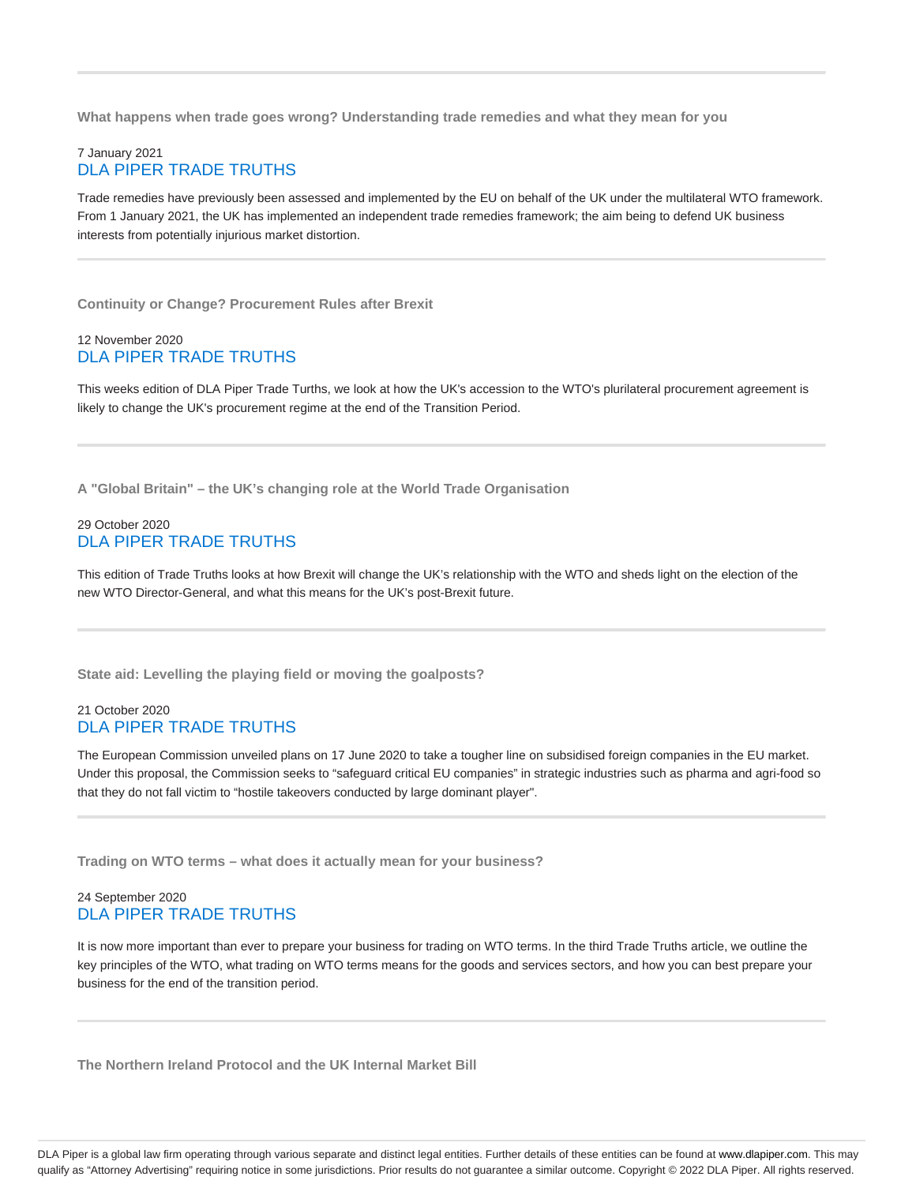---

### What happens when trade goes wrong? Understanding trade remedies and what they mean for you

7 January 2021
DLA PIPER TRADE TRUTHS

Trade remedies have previously been assessed and implemented by the EU on behalf of the UK under the multilateral WTO framework. From 1 January 2021, the UK has implemented an independent trade remedies framework; the aim being to defend UK business interests from potentially injurious market distortion.

---

### Continuity or Change? Procurement Rules after Brexit

12 November 2020
DLA PIPER TRADE TRUTHS

This weeks edition of DLA Piper Trade Turths, we look at how the UK's accession to the WTO's plurilateral procurement agreement is likely to change the UK's procurement regime at the end of the Transition Period.

---

### A "Global Britain" – the UK’s changing role at the World Trade Organisation

29 October 2020
DLA PIPER TRADE TRUTHS

This edition of Trade Truths looks at how Brexit will change the UK’s relationship with the WTO and sheds light on the election of the new WTO Director-General, and what this means for the UK’s post-Brexit future.

---

### State aid: Levelling the playing field or moving the goalposts?

21 October 2020
DLA PIPER TRADE TRUTHS

The European Commission unveiled plans on 17 June 2020 to take a tougher line on subsidised foreign companies in the EU market. Under this proposal, the Commission seeks to “safeguard critical EU companies” in strategic industries such as pharma and agri-food so that they do not fall victim to “hostile takeovers conducted by large dominant player".

---

### Trading on WTO terms – what does it actually mean for your business?

24 September 2020
DLA PIPER TRADE TRUTHS

It is now more important than ever to prepare your business for trading on WTO terms. In the third Trade Truths article, we outline the key principles of the WTO, what trading on WTO terms means for the goods and services sectors, and how you can best prepare your business for the end of the transition period.

---

### The Northern Ireland Protocol and the UK Internal Market Bill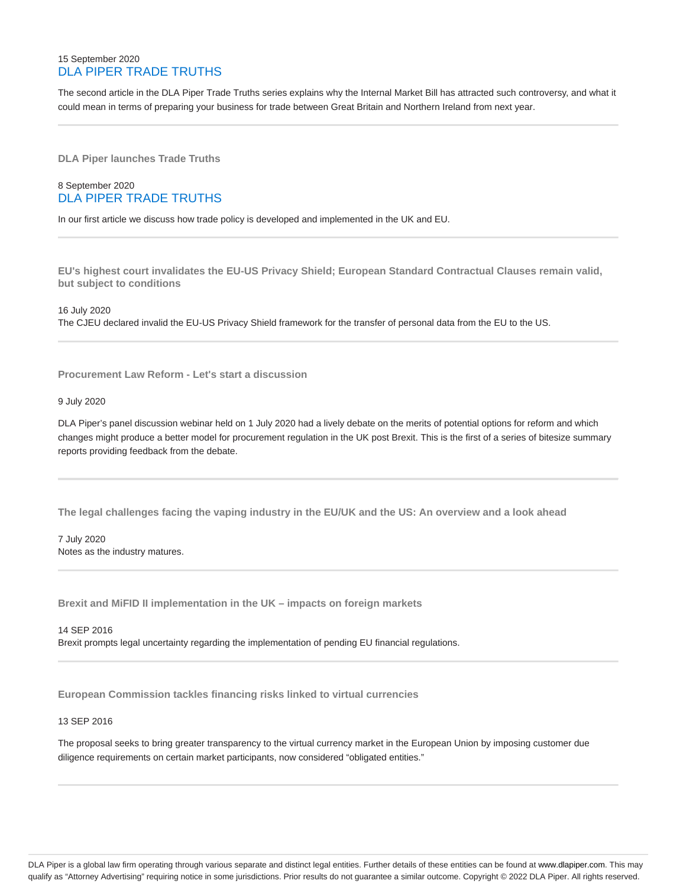15 September 2020
DLA PIPER TRADE TRUTHS

The second article in the DLA Piper Trade Truths series explains why the Internal Market Bill has attracted such controversy, and what it could mean in terms of preparing your business for trade between Great Britain and Northern Ireland from next year.

---

**DLA Piper launches Trade Truths**

8 September 2020
DLA PIPER TRADE TRUTHS

In our first article we discuss how trade policy is developed and implemented in the UK and EU.

---

**EU's highest court invalidates the EU-US Privacy Shield; European Standard Contractual Clauses remain valid, but subject to conditions**

16 July 2020
The CJEU declared invalid the EU-US Privacy Shield framework for the transfer of personal data from the EU to the US.

---

**Procurement Law Reform - Let's start a discussion**

9 July 2020

DLA Piper's panel discussion webinar held on 1 July 2020 had a lively debate on the merits of potential options for reform and which changes might produce a better model for procurement regulation in the UK post Brexit. This is the first of a series of bitesize summary reports providing feedback from the debate.

---

**The legal challenges facing the vaping industry in the EU/UK and the US: An overview and a look ahead**

7 July 2020
Notes as the industry matures.

---

**Brexit and MiFID II implementation in the UK – impacts on foreign markets**

14 SEP 2016
Brexit prompts legal uncertainty regarding the implementation of pending EU financial regulations.

---

**European Commission tackles financing risks linked to virtual currencies**

13 SEP 2016

The proposal seeks to bring greater transparency to the virtual currency market in the European Union by imposing customer due diligence requirements on certain market participants, now considered "obligated entities."

---

DLA Piper is a global law firm operating through various separate and distinct legal entities. Further details of these entities can be found at www.dlapiper.com. This may qualify as "Attorney Advertising" requiring notice in some jurisdictions. Prior results do not guarantee a similar outcome. Copyright © 2022 DLA Piper. All rights reserved.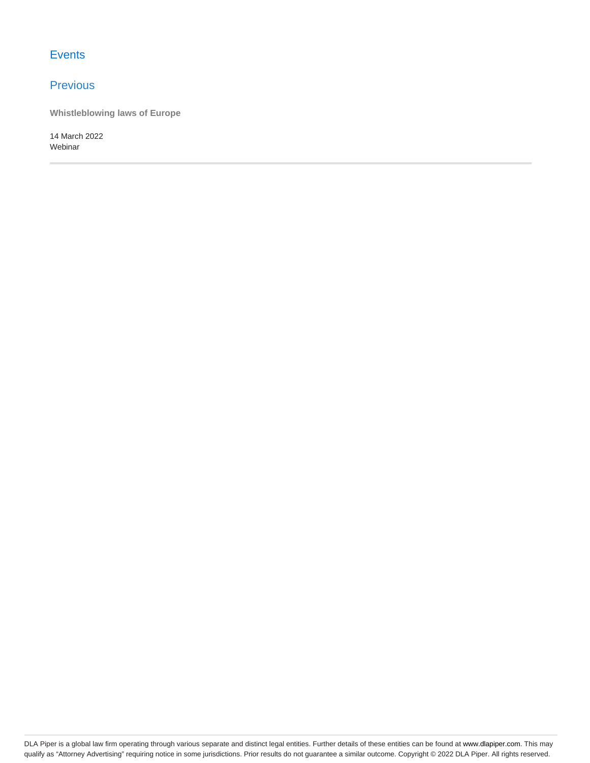## Events

### Previous

**Whistleblowing laws of Europe**

14 March 2022
Webinar

---

DLA Piper is a global law firm operating through various separate and distinct legal entities. Further details of these entities can be found at www.dlapiper.com. This may qualify as "Attorney Advertising" requiring notice in some jurisdictions. Prior results do not guarantee a similar outcome. Copyright © 2022 DLA Piper. All rights reserved.